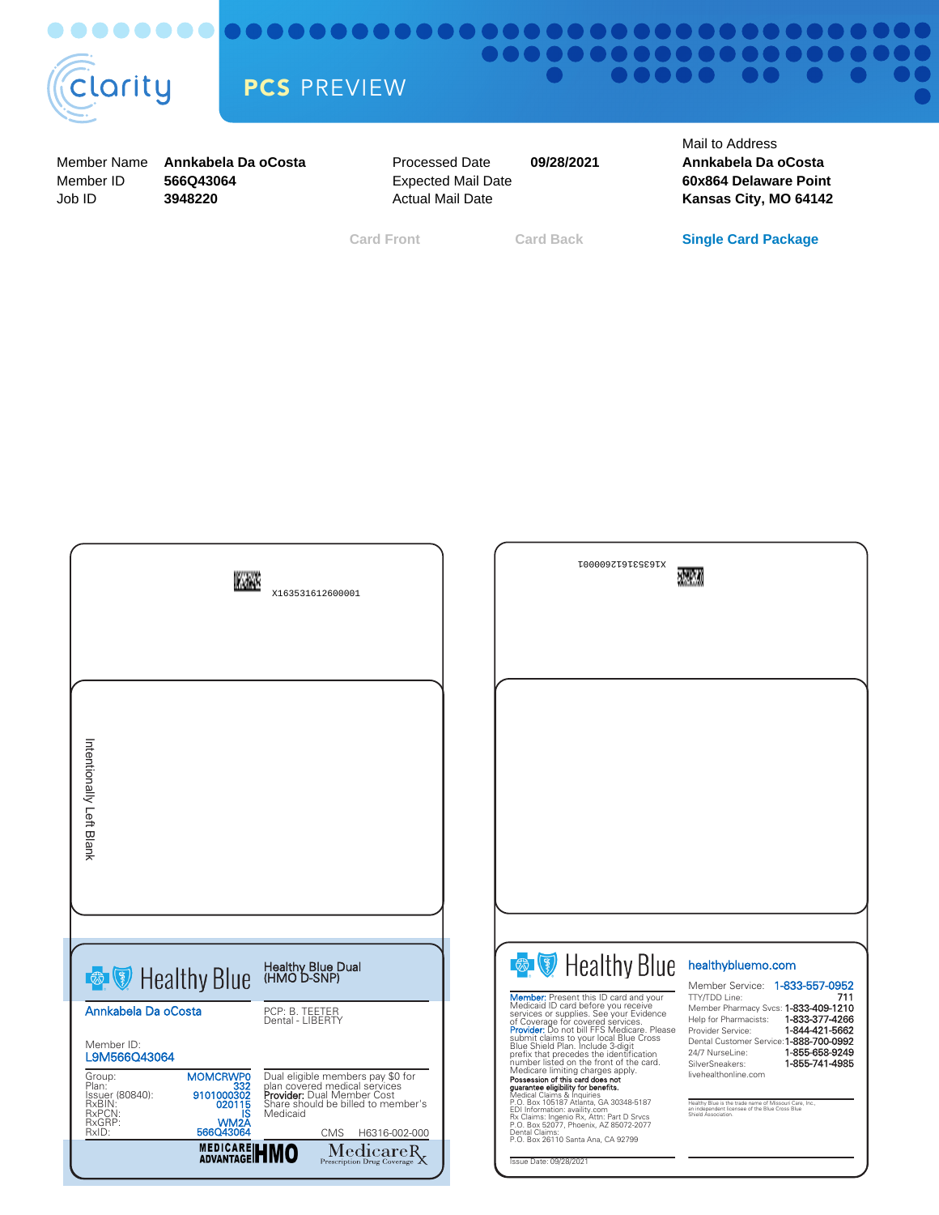clarity

**PCS PREVIEW**

| | | | | Mail to Address |
|---|---|---|---|---|
| Member Name | **Annkabela Da oCosta** | Processed Date | **09/28/2021** | **Annkabela Da oCosta** |
| Member ID | **566Q43064** | Expected Mail Date | | **60x864 Delaware Point** |
| Job ID | **3948220** | Actual Mail Date | | **Kansas City, MO 64142** |

Card Front | Card Back | **Single Card Package**

X163531612600001

Intentionally Left Blank

X163531612600001

## Healthy Blue

Healthy Blue Dual
(HMO D-SNP)

Annkabela Da oCosta

PCP: B. TEETER
Dental - LIBERTY

Member ID:
L9M566Q43064

| | |
|---|---|
| Group: | MOMCRWP0 |
| Plan: | 332 |
| Issuer (80840): | 9101000302 |
| RxBIN: | 020115 |
| RxPCN: | IS |
| RxGRP: | WM2A |
| RxID: | 566Q43064 |

Dual eligible members pay $0 for plan covered medical services
**Provider:** Dual Member Cost Share should be billed to member's Medicaid

CMS H6316-002-000

MEDICARE ADVANTAGE HMO

MedicareRx
Prescription Drug Coverage

## Healthy Blue

**Member:** Present this ID card and your Medicaid ID card before you receive services or supplies. See your Evidence of Coverage for covered services.
**Provider:** Do not bill FFS Medicare. Please submit claims to your local Blue Cross Blue Shield Plan. Include 3-digit prefix that precedes the identification number listed on the front of the card. Medicare limiting charges apply.
**Possession of this card does not guarantee eligibility for benefits.**
Medical Claims & Inquiries
P.O. Box 105187 Atlanta, GA 30348-5187
EDI Information: availity.com
Rx Claims: Ingenio Rx, Attn: Part D Srvcs
P.O. Box 52077, Phoenix, AZ 85072-2077
Dental Claims:
P.O. Box 26110 Santa Ana, CA 92799

Issue Date: 09/28/2021

healthybluemo.com

| | |
|---|---|
| Member Service: | 1-833-557-0952 |
| TTY/TDD Line: | 711 |
| Member Pharmacy Svcs: | 1-833-409-1210 |
| Help for Pharmacists: | 1-833-377-4266 |
| Provider Service: | 1-844-421-5662 |
| Dental Customer Service: | 1-888-700-0992 |
| 24/7 NurseLine: | 1-855-658-9249 |
| SilverSneakers: | 1-855-741-4985 |

livehealthonline.com

Healthy Blue is the trade name of Missouri Care, Inc., an independent licensee of the Blue Cross Blue Shield Association.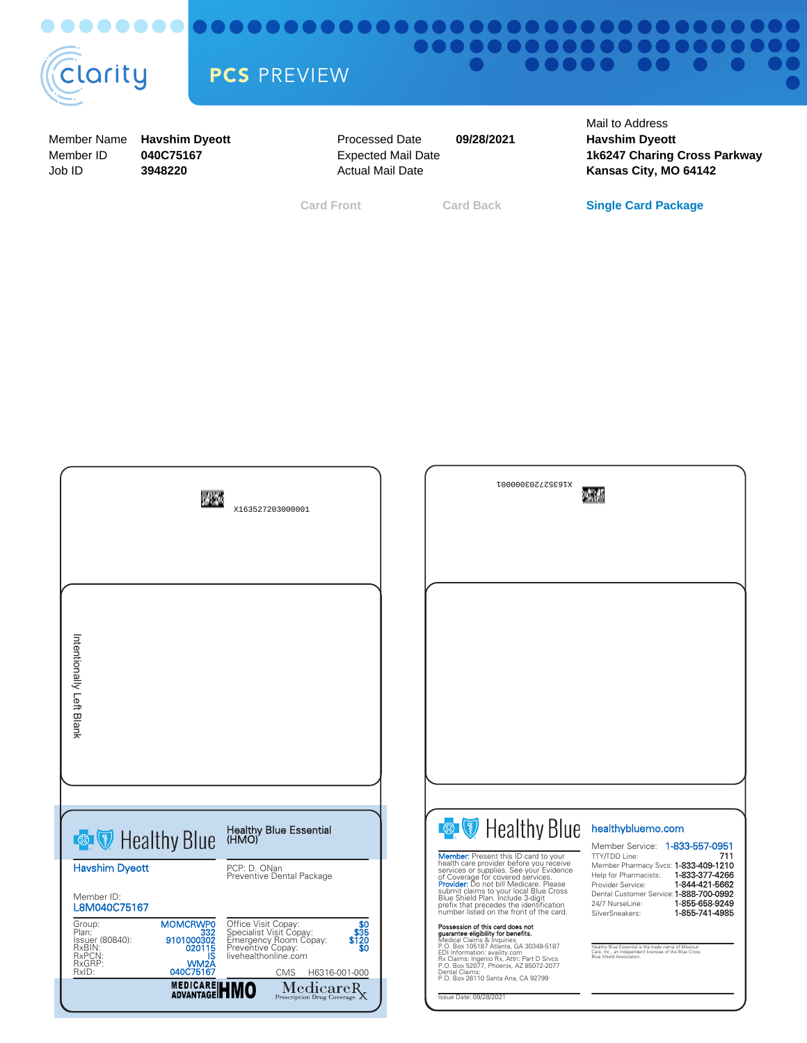clarity

**PCS PREVIEW**

| | | | |
|---|---|---|---|
| Member Name | **Havshim Dyeott** | Processed Date | **09/28/2021** |
| Member ID | **040C75167** | Expected Mail Date | |
| Job ID | **3948220** | Actual Mail Date | |

Mail to Address
**Havshim Dyeott**
**1k6247 Charing Cross Parkway**
**Kansas City, MO 64142**

Card Front    Card Back    **Single Card Package**

X163527203000001

Intentionally Left Blank

X163527203000001

## Card Front

Healthy Blue

Healthy Blue Essential (HMO)

Havshim Dyeott

PCP: D. ONan
Preventive Dental Package

Member ID:
L8M040C75167

| | | | |
|---|---|---|---|
| Group: | MOMCRWP0 | Office Visit Copay: | $0 |
| Plan: | 332 | Specialist Visit Copay: | $35 |
| Issuer (80840): | 9101000302 | Emergency Room Copay: | $120 |
| RxBIN: | 020115 | Preventive Copay: | $0 |
| RxPCN: | IS | livehealthonline.com | |
| RxGRP: | WM2A | | |
| RxID: | 040C75167 | CMS | H6316-001-000 |

MEDICARE ADVANTAGE HMO    MedicareRx Prescription Drug Coverage

## Card Back

Healthy Blue

healthybluemo.com

**Member:** Present this ID card to your health care provider before you receive services or supplies. See your Evidence of Coverage for covered services.
**Provider:** Do not bill Medicare. Please submit claims to your local Blue Cross Blue Shield Plan. Include 3-digit prefix that precedes the identification number listed on the front of the card.

**Possession of this card does not guarantee eligibility for benefits.**
Medical Claims & Inquiries
P.O. Box 105187 Atlanta, GA 30348-5187
EDI Information: availity.com
Rx Claims: Ingenio Rx, Attn: Part D Srvcs
P.O. Box 52077, Phoenix, AZ 85072-2077
Dental Claims:
P.O. Box 26110 Santa Ana, CA 92799

| | |
|---|---|
| Member Service: | 1-833-557-0951 |
| TTY/TDD Line: | 711 |
| Member Pharmacy Svcs: | 1-833-409-1210 |
| Help for Pharmacists: | 1-833-377-4266 |
| Provider Service: | 1-844-421-5662 |
| Dental Customer Service: | 1-888-700-0992 |
| 24/7 NurseLine: | 1-855-658-9249 |
| SilverSneakers: | 1-855-741-4985 |

Healthy Blue Essential is the trade name of Missouri Care, Inc., an independent licensee of the Blue Cross Blue Shield Association.

Issue Date: 09/28/2021